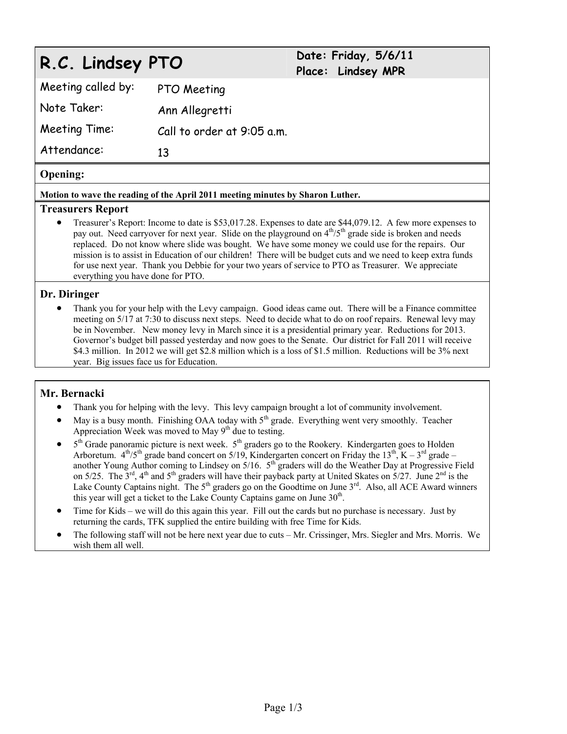# R.C. Lindsey PTO

**Date: Friday, 5/6/11**
**Place: Lindsey MPR**

| | |
|---|---|
| Meeting called by: | PTO Meeting |
| Note Taker: | Ann Allegretti |
| Meeting Time: | Call to order at 9:05 a.m. |
| Attendance: | 13 |

## Opening:

**Motion to wave the reading of the April 2011 meeting minutes by Sharon Luther.**

## Treasurers Report

- Treasurer's Report: Income to date is $53,017.28. Expenses to date are $44,079.12. A few more expenses to pay out. Need carryover for next year. Slide on the playground on 4th/5th grade side is broken and needs replaced. Do not know where slide was bought. We have some money we could use for the repairs. Our mission is to assist in Education of our children! There will be budget cuts and we need to keep extra funds for use next year. Thank you Debbie for your two years of service to PTO as Treasurer. We appreciate everything you have done for PTO.

## Dr. Diringer

- Thank you for your help with the Levy campaign. Good ideas came out. There will be a Finance committee meeting on 5/17 at 7:30 to discuss next steps. Need to decide what to do on roof repairs. Renewal levy may be in November. New money levy in March since it is a presidential primary year. Reductions for 2013. Governor's budget bill passed yesterday and now goes to the Senate. Our district for Fall 2011 will receive $4.3 million. In 2012 we will get $2.8 million which is a loss of $1.5 million. Reductions will be 3% next year. Big issues face us for Education.

## Mr. Bernacki

- Thank you for helping with the levy. This levy campaign brought a lot of community involvement.
- May is a busy month. Finishing OAA today with 5th grade. Everything went very smoothly. Teacher Appreciation Week was moved to May 9th due to testing.
- 5th Grade panoramic picture is next week. 5th graders go to the Rookery. Kindergarten goes to Holden Arboretum. 4th/5th grade band concert on 5/19, Kindergarten concert on Friday the 13th, K – 3rd grade – another Young Author coming to Lindsey on 5/16. 5th graders will do the Weather Day at Progressive Field on 5/25. The 3rd, 4th and 5th graders will have their payback party at United Skates on 5/27. June 2nd is the Lake County Captains night. The 5th graders go on the Goodtime on June 3rd. Also, all ACE Award winners this year will get a ticket to the Lake County Captains game on June 30th.
- Time for Kids – we will do this again this year. Fill out the cards but no purchase is necessary. Just by returning the cards, TFK supplied the entire building with free Time for Kids.
- The following staff will not be here next year due to cuts – Mr. Crissinger, Mrs. Siegler and Mrs. Morris. We wish them all well.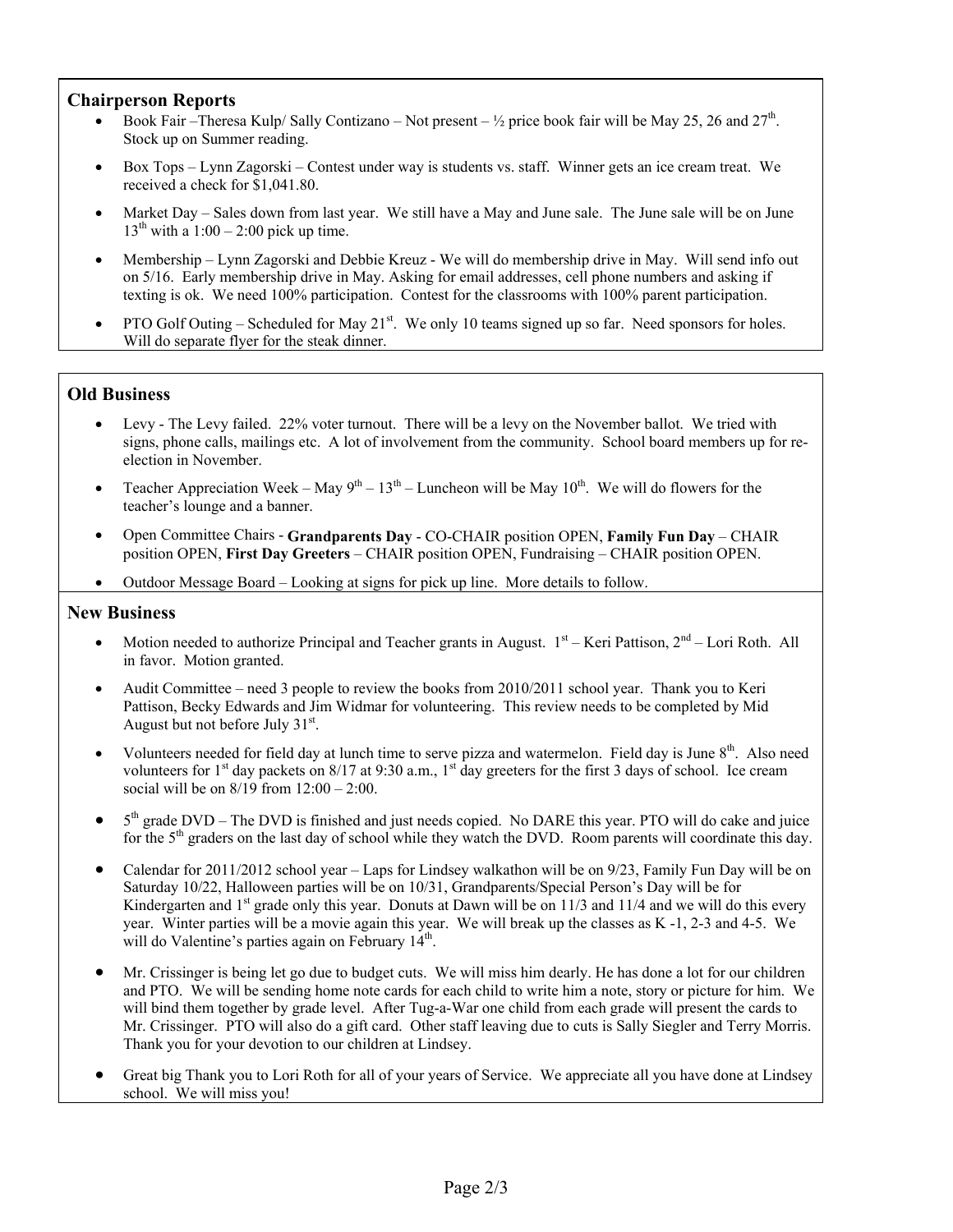## Chairperson Reports

- Book Fair –Theresa Kulp/ Sally Contizano – Not present – ½ price book fair will be May 25, 26 and 27th. Stock up on Summer reading.
- Box Tops – Lynn Zagorski – Contest under way is students vs. staff. Winner gets an ice cream treat. We received a check for $1,041.80.
- Market Day – Sales down from last year. We still have a May and June sale. The June sale will be on June 13th with a 1:00 – 2:00 pick up time.
- Membership – Lynn Zagorski and Debbie Kreuz - We will do membership drive in May. Will send info out on 5/16. Early membership drive in May. Asking for email addresses, cell phone numbers and asking if texting is ok. We need 100% participation. Contest for the classrooms with 100% parent participation.
- PTO Golf Outing – Scheduled for May 21st. We only 10 teams signed up so far. Need sponsors for holes. Will do separate flyer for the steak dinner.

## Old Business

- Levy - The Levy failed. 22% voter turnout. There will be a levy on the November ballot. We tried with signs, phone calls, mailings etc. A lot of involvement from the community. School board members up for re-election in November.
- Teacher Appreciation Week – May 9th – 13th – Luncheon will be May 10th. We will do flowers for the teacher's lounge and a banner.
- Open Committee Chairs - **Grandparents Day** - CO-CHAIR position OPEN, **Family Fun Day** – CHAIR position OPEN, **First Day Greeters** – CHAIR position OPEN, Fundraising – CHAIR position OPEN.
- Outdoor Message Board – Looking at signs for pick up line. More details to follow.

## New Business

- Motion needed to authorize Principal and Teacher grants in August. 1st – Keri Pattison, 2nd – Lori Roth. All in favor. Motion granted.
- Audit Committee – need 3 people to review the books from 2010/2011 school year. Thank you to Keri Pattison, Becky Edwards and Jim Widmar for volunteering. This review needs to be completed by Mid August but not before July 31st.
- Volunteers needed for field day at lunch time to serve pizza and watermelon. Field day is June 8th. Also need volunteers for 1st day packets on 8/17 at 9:30 a.m., 1st day greeters for the first 3 days of school. Ice cream social will be on 8/19 from 12:00 – 2:00.
- 5th grade DVD – The DVD is finished and just needs copied. No DARE this year. PTO will do cake and juice for the 5th graders on the last day of school while they watch the DVD. Room parents will coordinate this day.
- Calendar for 2011/2012 school year – Laps for Lindsey walkathon will be on 9/23, Family Fun Day will be on Saturday 10/22, Halloween parties will be on 10/31, Grandparents/Special Person's Day will be for Kindergarten and 1st grade only this year. Donuts at Dawn will be on 11/3 and 11/4 and we will do this every year. Winter parties will be a movie again this year. We will break up the classes as K -1, 2-3 and 4-5. We will do Valentine's parties again on February 14th.
- Mr. Crissinger is being let go due to budget cuts. We will miss him dearly. He has done a lot for our children and PTO. We will be sending home note cards for each child to write him a note, story or picture for him. We will bind them together by grade level. After Tug-a-War one child from each grade will present the cards to Mr. Crissinger. PTO will also do a gift card. Other staff leaving due to cuts is Sally Siegler and Terry Morris. Thank you for your devotion to our children at Lindsey.
- Great big Thank you to Lori Roth for all of your years of Service. We appreciate all you have done at Lindsey school. We will miss you!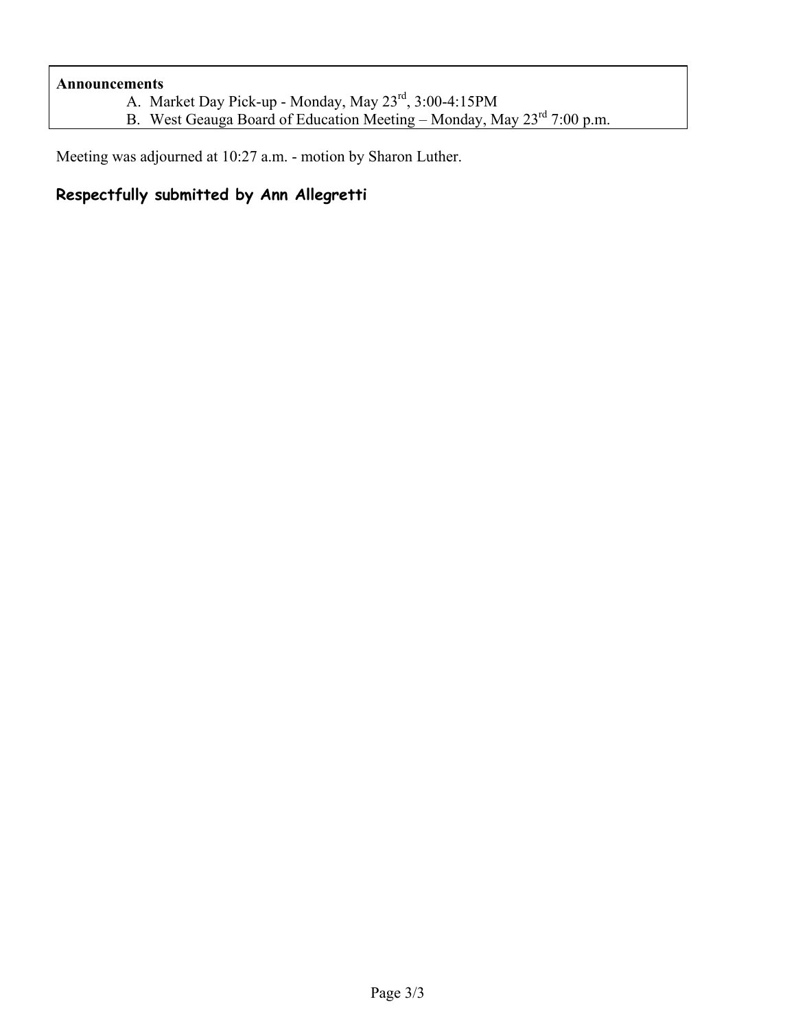**Announcements**

A. Market Day Pick-up - Monday, May 23rd, 3:00-4:15PM
B. West Geauga Board of Education Meeting – Monday, May 23rd 7:00 p.m.

Meeting was adjourned at 10:27 a.m. - motion by Sharon Luther.

**Respectfully submitted by Ann Allegretti**